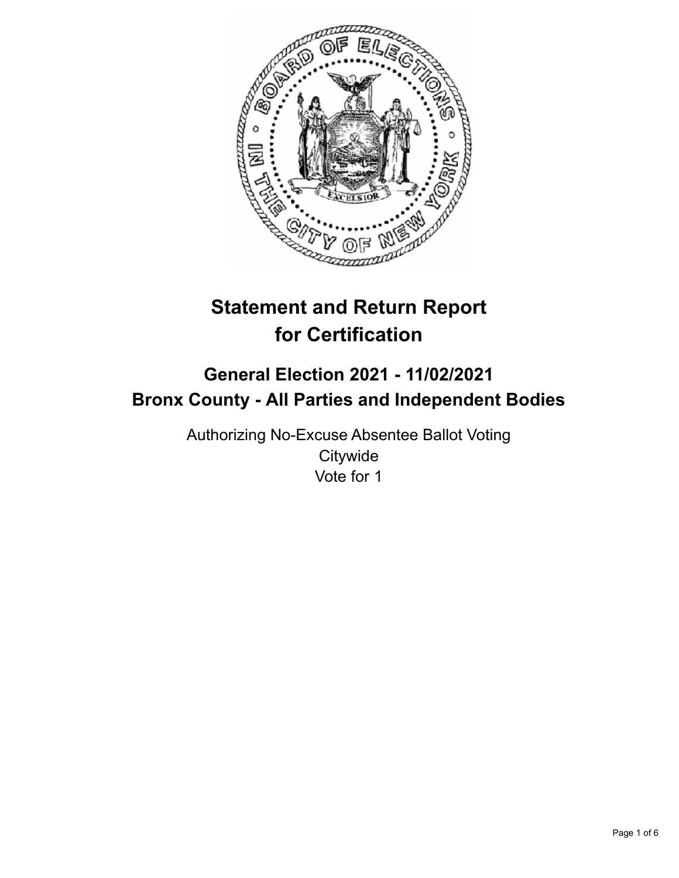# Statement and Return Report for Certification

## General Election 2021 - 11/02/2021
## Bronx County - All Parties and Independent Bodies

Authorizing No-Excuse Absentee Ballot Voting
Citywide
Vote for 1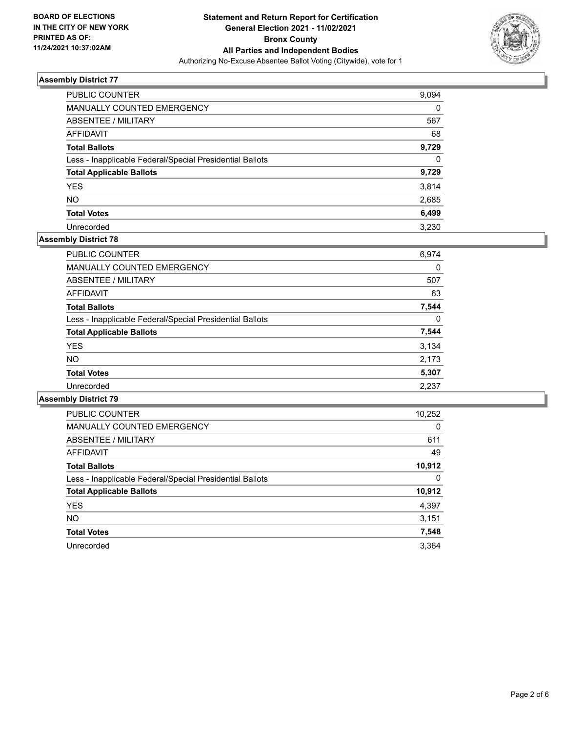## Assembly District 77

| | |
|---|---|
| PUBLIC COUNTER | 9,094 |
| MANUALLY COUNTED EMERGENCY | 0 |
| ABSENTEE / MILITARY | 567 |
| AFFIDAVIT | 68 |
| **Total Ballots** | **9,729** |
| Less - Inapplicable Federal/Special Presidential Ballots | 0 |
| **Total Applicable Ballots** | **9,729** |
| YES | 3,814 |
| NO | 2,685 |
| **Total Votes** | **6,499** |
| Unrecorded | 3,230 |

## Assembly District 78

| | |
|---|---|
| PUBLIC COUNTER | 6,974 |
| MANUALLY COUNTED EMERGENCY | 0 |
| ABSENTEE / MILITARY | 507 |
| AFFIDAVIT | 63 |
| **Total Ballots** | **7,544** |
| Less - Inapplicable Federal/Special Presidential Ballots | 0 |
| **Total Applicable Ballots** | **7,544** |
| YES | 3,134 |
| NO | 2,173 |
| **Total Votes** | **5,307** |
| Unrecorded | 2,237 |

## Assembly District 79

| | |
|---|---|
| PUBLIC COUNTER | 10,252 |
| MANUALLY COUNTED EMERGENCY | 0 |
| ABSENTEE / MILITARY | 611 |
| AFFIDAVIT | 49 |
| **Total Ballots** | **10,912** |
| Less - Inapplicable Federal/Special Presidential Ballots | 0 |
| **Total Applicable Ballots** | **10,912** |
| YES | 4,397 |
| NO | 3,151 |
| **Total Votes** | **7,548** |
| Unrecorded | 3,364 |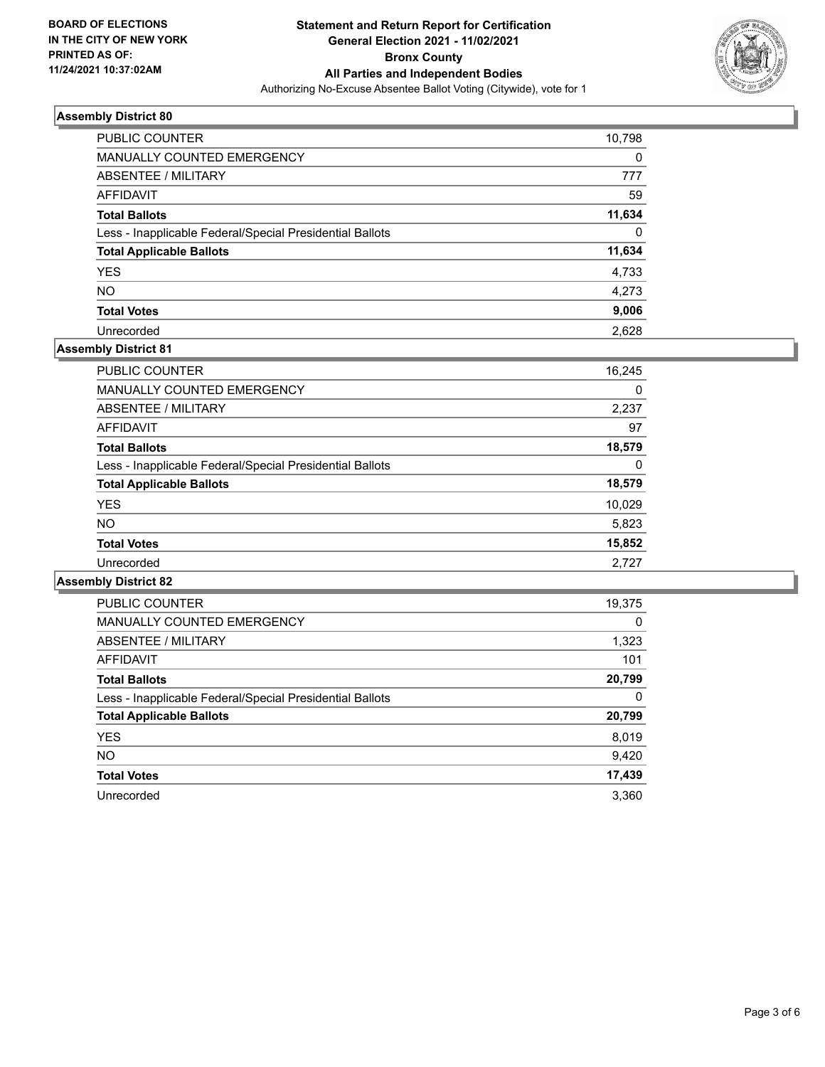**BOARD OF ELECTIONS IN THE CITY OF NEW YORK PRINTED AS OF: 11/24/2021 10:37:02AM**

# Statement and Return Report for Certification
## General Election 2021 - 11/02/2021
## Bronx County
## All Parties and Independent Bodies

Authorizing No-Excuse Absentee Ballot Voting (Citywide), vote for 1

### Assembly District 80

| | |
|---|---|
| PUBLIC COUNTER | 10,798 |
| MANUALLY COUNTED EMERGENCY | 0 |
| ABSENTEE / MILITARY | 777 |
| AFFIDAVIT | 59 |
| **Total Ballots** | **11,634** |
| Less - Inapplicable Federal/Special Presidential Ballots | 0 |
| **Total Applicable Ballots** | **11,634** |
| YES | 4,733 |
| NO | 4,273 |
| **Total Votes** | **9,006** |
| Unrecorded | 2,628 |

### Assembly District 81

| | |
|---|---|
| PUBLIC COUNTER | 16,245 |
| MANUALLY COUNTED EMERGENCY | 0 |
| ABSENTEE / MILITARY | 2,237 |
| AFFIDAVIT | 97 |
| **Total Ballots** | **18,579** |
| Less - Inapplicable Federal/Special Presidential Ballots | 0 |
| **Total Applicable Ballots** | **18,579** |
| YES | 10,029 |
| NO | 5,823 |
| **Total Votes** | **15,852** |
| Unrecorded | 2,727 |

### Assembly District 82

| | |
|---|---|
| PUBLIC COUNTER | 19,375 |
| MANUALLY COUNTED EMERGENCY | 0 |
| ABSENTEE / MILITARY | 1,323 |
| AFFIDAVIT | 101 |
| **Total Ballots** | **20,799** |
| Less - Inapplicable Federal/Special Presidential Ballots | 0 |
| **Total Applicable Ballots** | **20,799** |
| YES | 8,019 |
| NO | 9,420 |
| **Total Votes** | **17,439** |
| Unrecorded | 3,360 |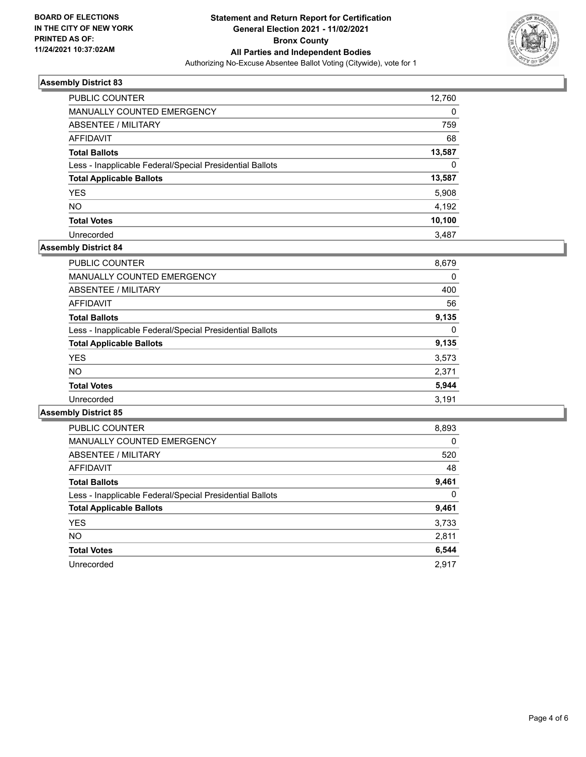BOARD OF ELECTIONS
IN THE CITY OF NEW YORK
PRINTED AS OF:
11/24/2021 10:37:02AM

**Statement and Return Report for Certification**
**General Election 2021 - 11/02/2021**
**Bronx County**
**All Parties and Independent Bodies**
Authorizing No-Excuse Absentee Ballot Voting (Citywide), vote for 1

### Assembly District 83

| | |
|---|---|
| PUBLIC COUNTER | 12,760 |
| MANUALLY COUNTED EMERGENCY | 0 |
| ABSENTEE / MILITARY | 759 |
| AFFIDAVIT | 68 |
| **Total Ballots** | **13,587** |
| Less - Inapplicable Federal/Special Presidential Ballots | 0 |
| **Total Applicable Ballots** | **13,587** |
| YES | 5,908 |
| NO | 4,192 |
| **Total Votes** | **10,100** |
| Unrecorded | 3,487 |

### Assembly District 84

| | |
|---|---|
| PUBLIC COUNTER | 8,679 |
| MANUALLY COUNTED EMERGENCY | 0 |
| ABSENTEE / MILITARY | 400 |
| AFFIDAVIT | 56 |
| **Total Ballots** | **9,135** |
| Less - Inapplicable Federal/Special Presidential Ballots | 0 |
| **Total Applicable Ballots** | **9,135** |
| YES | 3,573 |
| NO | 2,371 |
| **Total Votes** | **5,944** |
| Unrecorded | 3,191 |

### Assembly District 85

| | |
|---|---|
| PUBLIC COUNTER | 8,893 |
| MANUALLY COUNTED EMERGENCY | 0 |
| ABSENTEE / MILITARY | 520 |
| AFFIDAVIT | 48 |
| **Total Ballots** | **9,461** |
| Less - Inapplicable Federal/Special Presidential Ballots | 0 |
| **Total Applicable Ballots** | **9,461** |
| YES | 3,733 |
| NO | 2,811 |
| **Total Votes** | **6,544** |
| Unrecorded | 2,917 |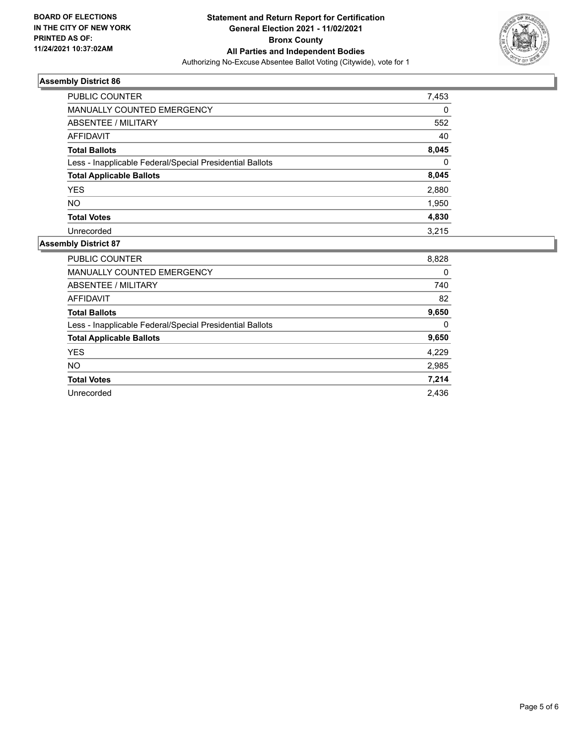**BOARD OF ELECTIONS IN THE CITY OF NEW YORK PRINTED AS OF: 11/24/2021 10:37:02AM**

**Statement and Return Report for Certification General Election 2021 - 11/02/2021 Bronx County All Parties and Independent Bodies**

Authorizing No-Excuse Absentee Ballot Voting (Citywide), vote for 1

### Assembly District 86

| | |
|---|---|
| PUBLIC COUNTER | 7,453 |
| MANUALLY COUNTED EMERGENCY | 0 |
| ABSENTEE / MILITARY | 552 |
| AFFIDAVIT | 40 |
| **Total Ballots** | **8,045** |
| Less - Inapplicable Federal/Special Presidential Ballots | 0 |
| **Total Applicable Ballots** | **8,045** |
| YES | 2,880 |
| NO | 1,950 |
| **Total Votes** | **4,830** |
| Unrecorded | 3,215 |

### Assembly District 87

| | |
|---|---|
| PUBLIC COUNTER | 8,828 |
| MANUALLY COUNTED EMERGENCY | 0 |
| ABSENTEE / MILITARY | 740 |
| AFFIDAVIT | 82 |
| **Total Ballots** | **9,650** |
| Less - Inapplicable Federal/Special Presidential Ballots | 0 |
| **Total Applicable Ballots** | **9,650** |
| YES | 4,229 |
| NO | 2,985 |
| **Total Votes** | **7,214** |
| Unrecorded | 2,436 |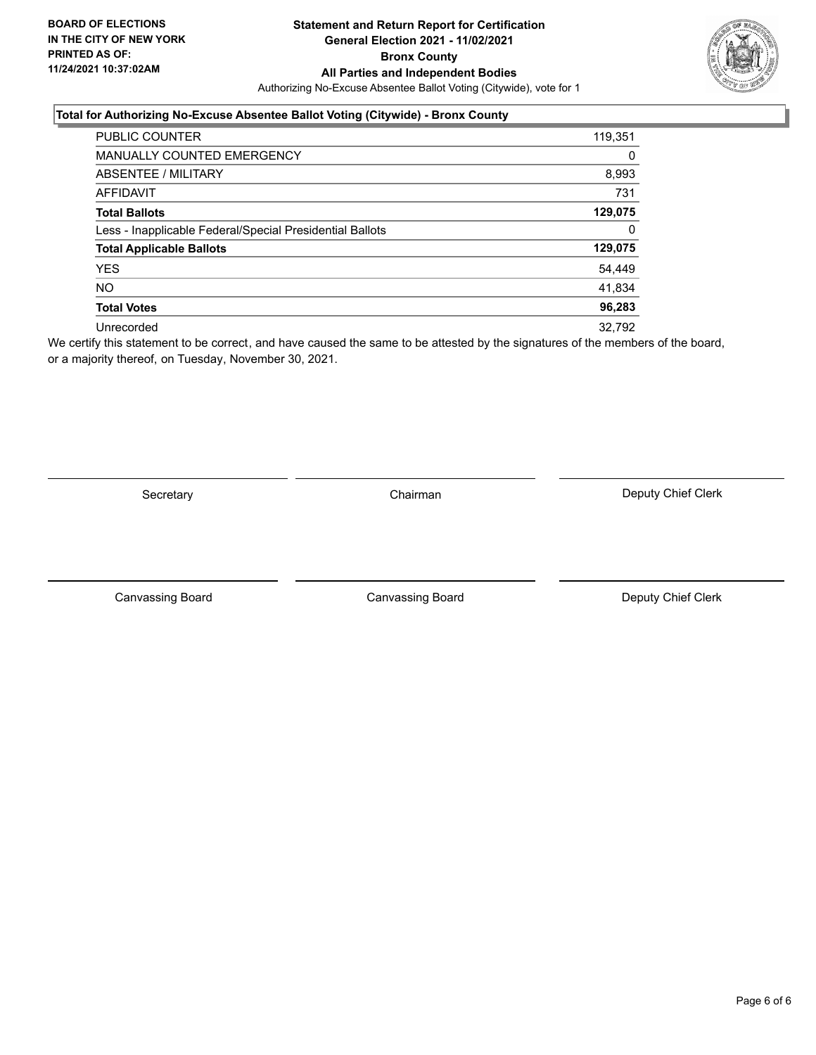**BOARD OF ELECTIONS IN THE CITY OF NEW YORK PRINTED AS OF: 11/24/2021 10:37:02AM**

**Statement and Return Report for Certification General Election 2021 - 11/02/2021 Bronx County All Parties and Independent Bodies**

Authorizing No-Excuse Absentee Ballot Voting (Citywide), vote for 1

### Total for Authorizing No-Excuse Absentee Ballot Voting (Citywide) - Bronx County

| | |
|---|---|
| PUBLIC COUNTER | 119,351 |
| MANUALLY COUNTED EMERGENCY | 0 |
| ABSENTEE / MILITARY | 8,993 |
| AFFIDAVIT | 731 |
| **Total Ballots** | **129,075** |
| Less - Inapplicable Federal/Special Presidential Ballots | 0 |
| **Total Applicable Ballots** | **129,075** |
| YES | 54,449 |
| NO | 41,834 |
| **Total Votes** | **96,283** |
| Unrecorded | 32,792 |

We certify this statement to be correct, and have caused the same to be attested by the signatures of the members of the board, or a majority thereof, on Tuesday, November 30, 2021.

Secretary

Chairman

Deputy Chief Clerk

Canvassing Board

Canvassing Board

Deputy Chief Clerk